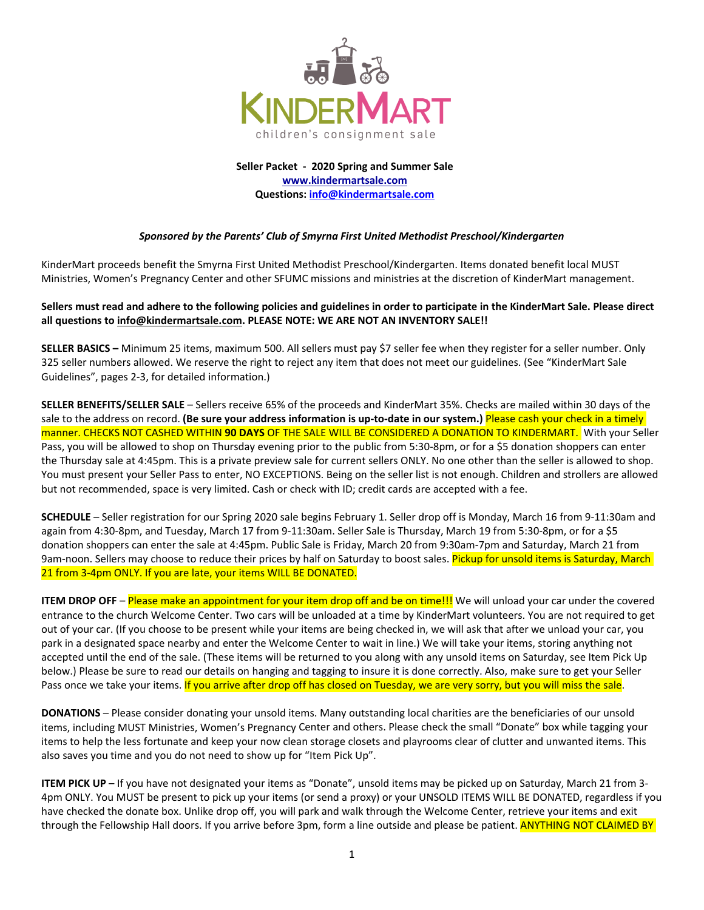# KinderMart

children's consignment sale

**Seller Packet - 2020 Spring and Summer Sale**
**www.kindermartsale.com**
**Questions: info@kindermartsale.com**

***Sponsored by the Parents' Club of Smyrna First United Methodist Preschool/Kindergarten***

KinderMart proceeds benefit the Smyrna First United Methodist Preschool/Kindergarten. Items donated benefit local MUST Ministries, Women's Pregnancy Center and other SFUMC missions and ministries at the discretion of KinderMart management.

**Sellers must read and adhere to the following policies and guidelines in order to participate in the KinderMart Sale. Please direct all questions to info@kindermartsale.com. PLEASE NOTE: WE ARE NOT AN INVENTORY SALE!!**

**SELLER BASICS –** Minimum 25 items, maximum 500. All sellers must pay $7 seller fee when they register for a seller number. Only 325 seller numbers allowed. We reserve the right to reject any item that does not meet our guidelines. (See "KinderMart Sale Guidelines", pages 2-3, for detailed information.)

**SELLER BENEFITS/SELLER SALE** – Sellers receive 65% of the proceeds and KinderMart 35%. Checks are mailed within 30 days of the sale to the address on record. **(Be sure your address information is up-to-date in our system.)** Please cash your check in a timely manner. CHECKS NOT CASHED WITHIN **90 DAYS** OF THE SALE WILL BE CONSIDERED A DONATION TO KINDERMART. With your Seller Pass, you will be allowed to shop on Thursday evening prior to the public from 5:30-8pm, or for a $5 donation shoppers can enter the Thursday sale at 4:45pm. This is a private preview sale for current sellers ONLY. No one other than the seller is allowed to shop. You must present your Seller Pass to enter, NO EXCEPTIONS. Being on the seller list is not enough. Children and strollers are allowed but not recommended, space is very limited. Cash or check with ID; credit cards are accepted with a fee.

**SCHEDULE** – Seller registration for our Spring 2020 sale begins February 1. Seller drop off is Monday, March 16 from 9-11:30am and again from 4:30-8pm, and Tuesday, March 17 from 9-11:30am. Seller Sale is Thursday, March 19 from 5:30-8pm, or for a $5 donation shoppers can enter the sale at 4:45pm. Public Sale is Friday, March 20 from 9:30am-7pm and Saturday, March 21 from 9am-noon. Sellers may choose to reduce their prices by half on Saturday to boost sales. Pickup for unsold items is Saturday, March 21 from 3-4pm ONLY. If you are late, your items WILL BE DONATED.

**ITEM DROP OFF** – Please make an appointment for your item drop off and be on time!!! We will unload your car under the covered entrance to the church Welcome Center. Two cars will be unloaded at a time by KinderMart volunteers. You are not required to get out of your car. (If you choose to be present while your items are being checked in, we will ask that after we unload your car, you park in a designated space nearby and enter the Welcome Center to wait in line.) We will take your items, storing anything not accepted until the end of the sale. (These items will be returned to you along with any unsold items on Saturday, see Item Pick Up below.) Please be sure to read our details on hanging and tagging to insure it is done correctly. Also, make sure to get your Seller Pass once we take your items. If you arrive after drop off has closed on Tuesday, we are very sorry, but you will miss the sale.

**DONATIONS** – Please consider donating your unsold items. Many outstanding local charities are the beneficiaries of our unsold items, including MUST Ministries, Women's Pregnancy Center and others. Please check the small "Donate" box while tagging your items to help the less fortunate and keep your now clean storage closets and playrooms clear of clutter and unwanted items. This also saves you time and you do not need to show up for "Item Pick Up".

**ITEM PICK UP** – If you have not designated your items as "Donate", unsold items may be picked up on Saturday, March 21 from 3-4pm ONLY. You MUST be present to pick up your items (or send a proxy) or your UNSOLD ITEMS WILL BE DONATED, regardless if you have checked the donate box. Unlike drop off, you will park and walk through the Welcome Center, retrieve your items and exit through the Fellowship Hall doors. If you arrive before 3pm, form a line outside and please be patient. ANYTHING NOT CLAIMED BY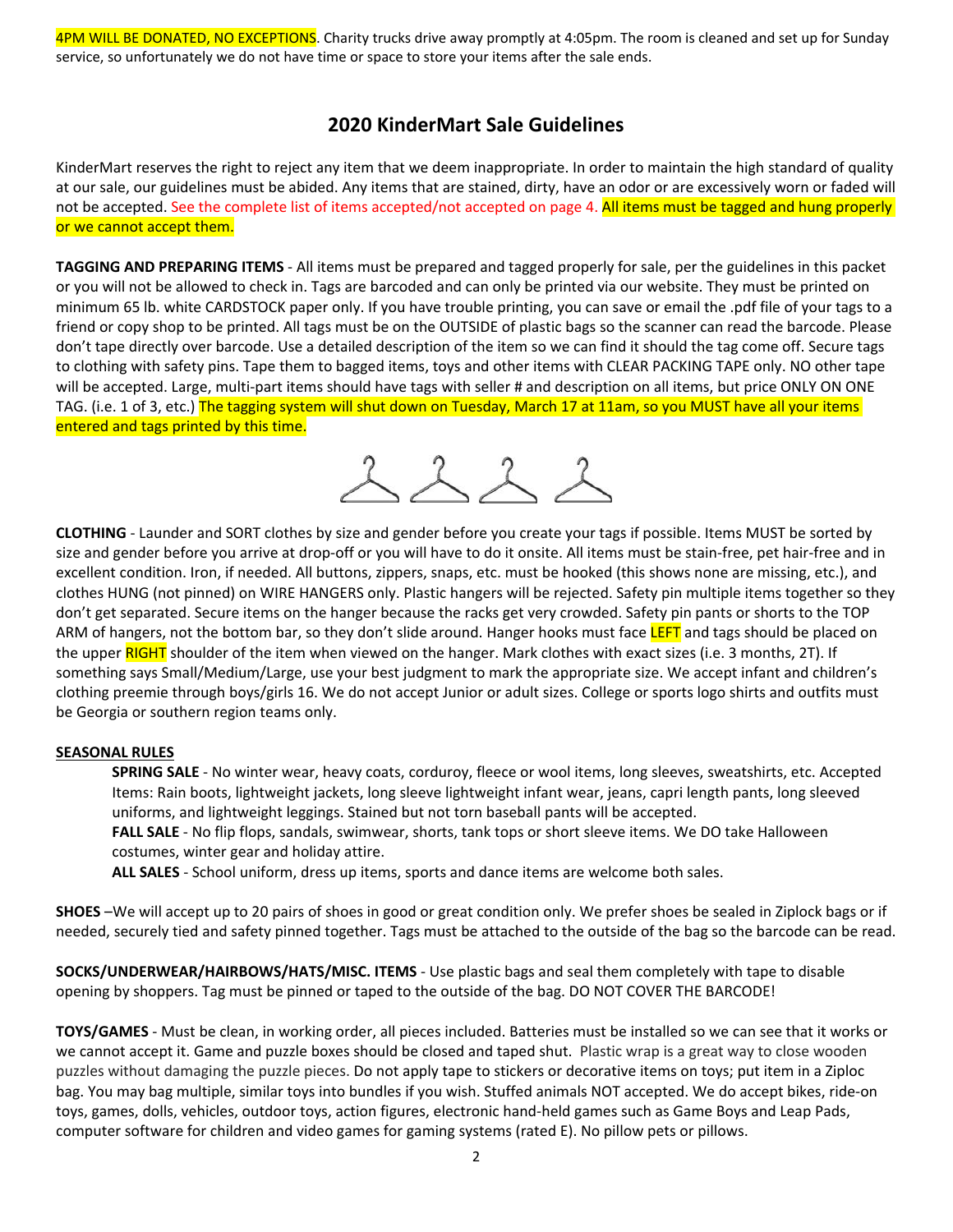4PM WILL BE DONATED, NO EXCEPTIONS. Charity trucks drive away promptly at 4:05pm. The room is cleaned and set up for Sunday service, so unfortunately we do not have time or space to store your items after the sale ends.

## 2020 KinderMart Sale Guidelines

KinderMart reserves the right to reject any item that we deem inappropriate. In order to maintain the high standard of quality at our sale, our guidelines must be abided. Any items that are stained, dirty, have an odor or are excessively worn or faded will not be accepted. See the complete list of items accepted/not accepted on page 4. All items must be tagged and hung properly or we cannot accept them.

**TAGGING AND PREPARING ITEMS** - All items must be prepared and tagged properly for sale, per the guidelines in this packet or you will not be allowed to check in. Tags are barcoded and can only be printed via our website. They must be printed on minimum 65 lb. white CARDSTOCK paper only. If you have trouble printing, you can save or email the .pdf file of your tags to a friend or copy shop to be printed. All tags must be on the OUTSIDE of plastic bags so the scanner can read the barcode. Please don't tape directly over barcode. Use a detailed description of the item so we can find it should the tag come off. Secure tags to clothing with safety pins. Tape them to bagged items, toys and other items with CLEAR PACKING TAPE only. NO other tape will be accepted. Large, multi-part items should have tags with seller # and description on all items, but price ONLY ON ONE TAG. (i.e. 1 of 3, etc.) The tagging system will shut down on Tuesday, March 17 at 11am, so you MUST have all your items entered and tags printed by this time.

**CLOTHING** - Launder and SORT clothes by size and gender before you create your tags if possible. Items MUST be sorted by size and gender before you arrive at drop-off or you will have to do it onsite. All items must be stain-free, pet hair-free and in excellent condition. Iron, if needed. All buttons, zippers, snaps, etc. must be hooked (this shows none are missing, etc.), and clothes HUNG (not pinned) on WIRE HANGERS only. Plastic hangers will be rejected. Safety pin multiple items together so they don't get separated. Secure items on the hanger because the racks get very crowded. Safety pin pants or shorts to the TOP ARM of hangers, not the bottom bar, so they don't slide around. Hanger hooks must face LEFT and tags should be placed on the upper RIGHT shoulder of the item when viewed on the hanger. Mark clothes with exact sizes (i.e. 3 months, 2T). If something says Small/Medium/Large, use your best judgment to mark the appropriate size. We accept infant and children's clothing preemie through boys/girls 16. We do not accept Junior or adult sizes. College or sports logo shirts and outfits must be Georgia or southern region teams only.

**SEASONAL RULES**

> **SPRING SALE** - No winter wear, heavy coats, corduroy, fleece or wool items, long sleeves, sweatshirts, etc. Accepted Items: Rain boots, lightweight jackets, long sleeve lightweight infant wear, jeans, capri length pants, long sleeved uniforms, and lightweight leggings. Stained but not torn baseball pants will be accepted.
>
> **FALL SALE** - No flip flops, sandals, swimwear, shorts, tank tops or short sleeve items. We DO take Halloween costumes, winter gear and holiday attire.
>
> **ALL SALES** - School uniform, dress up items, sports and dance items are welcome both sales.

**SHOES** –We will accept up to 20 pairs of shoes in good or great condition only. We prefer shoes be sealed in Ziplock bags or if needed, securely tied and safety pinned together. Tags must be attached to the outside of the bag so the barcode can be read.

**SOCKS/UNDERWEAR/HAIRBOWS/HATS/MISC. ITEMS** - Use plastic bags and seal them completely with tape to disable opening by shoppers. Tag must be pinned or taped to the outside of the bag. DO NOT COVER THE BARCODE!

**TOYS/GAMES** - Must be clean, in working order, all pieces included. Batteries must be installed so we can see that it works or we cannot accept it. Game and puzzle boxes should be closed and taped shut. Plastic wrap is a great way to close wooden puzzles without damaging the puzzle pieces. Do not apply tape to stickers or decorative items on toys; put item in a Ziploc bag. You may bag multiple, similar toys into bundles if you wish. Stuffed animals NOT accepted. We do accept bikes, ride-on toys, games, dolls, vehicles, outdoor toys, action figures, electronic hand-held games such as Game Boys and Leap Pads, computer software for children and video games for gaming systems (rated E). No pillow pets or pillows.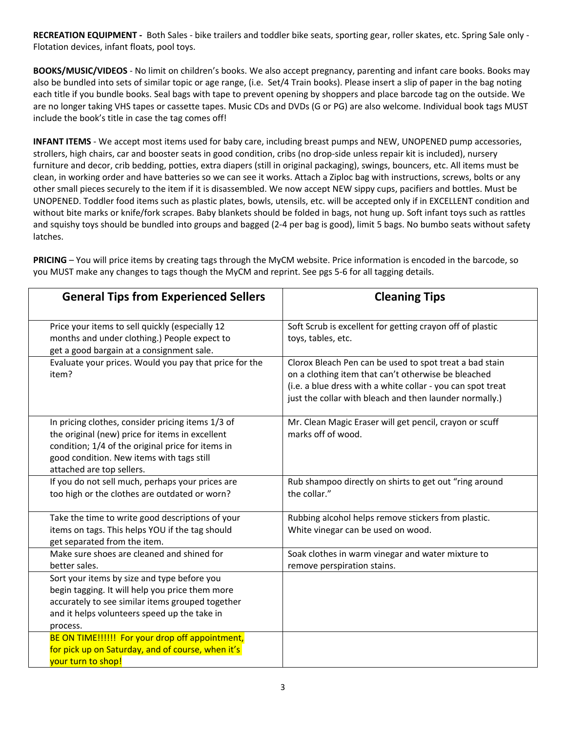**RECREATION EQUIPMENT -** Both Sales - bike trailers and toddler bike seats, sporting gear, roller skates, etc. Spring Sale only - Flotation devices, infant floats, pool toys.

**BOOKS/MUSIC/VIDEOS** - No limit on children's books. We also accept pregnancy, parenting and infant care books. Books may also be bundled into sets of similar topic or age range, (i.e. Set/4 Train books). Please insert a slip of paper in the bag noting each title if you bundle books. Seal bags with tape to prevent opening by shoppers and place barcode tag on the outside. We are no longer taking VHS tapes or cassette tapes. Music CDs and DVDs (G or PG) are also welcome. Individual book tags MUST include the book's title in case the tag comes off!

**INFANT ITEMS** - We accept most items used for baby care, including breast pumps and NEW, UNOPENED pump accessories, strollers, high chairs, car and booster seats in good condition, cribs (no drop-side unless repair kit is included), nursery furniture and decor, crib bedding, potties, extra diapers (still in original packaging), swings, bouncers, etc. All items must be clean, in working order and have batteries so we can see it works. Attach a Ziploc bag with instructions, screws, bolts or any other small pieces securely to the item if it is disassembled. We now accept NEW sippy cups, pacifiers and bottles. Must be UNOPENED. Toddler food items such as plastic plates, bowls, utensils, etc. will be accepted only if in EXCELLENT condition and without bite marks or knife/fork scrapes. Baby blankets should be folded in bags, not hung up. Soft infant toys such as rattles and squishy toys should be bundled into groups and bagged (2-4 per bag is good), limit 5 bags. No bumbo seats without safety latches.

**PRICING** – You will price items by creating tags through the MyCM website. Price information is encoded in the barcode, so you MUST make any changes to tags though the MyCM and reprint. See pgs 5-6 for all tagging details.

| General Tips from Experienced Sellers | Cleaning Tips |
|---|---|
| Price your items to sell quickly (especially 12 months and under clothing.) People expect to get a good bargain at a consignment sale. | Soft Scrub is excellent for getting crayon off of plastic toys, tables, etc. |
| Evaluate your prices. Would you pay that price for the item? | Clorox Bleach Pen can be used to spot treat a bad stain on a clothing item that can't otherwise be bleached (i.e. a blue dress with a white collar - you can spot treat just the collar with bleach and then launder normally.) |
| In pricing clothes, consider pricing items 1/3 of the original (new) price for items in excellent condition; 1/4 of the original price for items in good condition. New items with tags still attached are top sellers. | Mr. Clean Magic Eraser will get pencil, crayon or scuff marks off of wood. |
| If you do not sell much, perhaps your prices are too high or the clothes are outdated or worn? | Rub shampoo directly on shirts to get out "ring around the collar." |
| Take the time to write good descriptions of your items on tags. This helps YOU if the tag should get separated from the item. | Rubbing alcohol helps remove stickers from plastic. White vinegar can be used on wood. |
| Make sure shoes are cleaned and shined for better sales. | Soak clothes in warm vinegar and water mixture to remove perspiration stains. |
| Sort your items by size and type before you begin tagging. It will help you price them more accurately to see similar items grouped together and it helps volunteers speed up the take in process. | |
| BE ON TIME!!!!!! For your drop off appointment, for pick up on Saturday, and of course, when it's your turn to shop! | |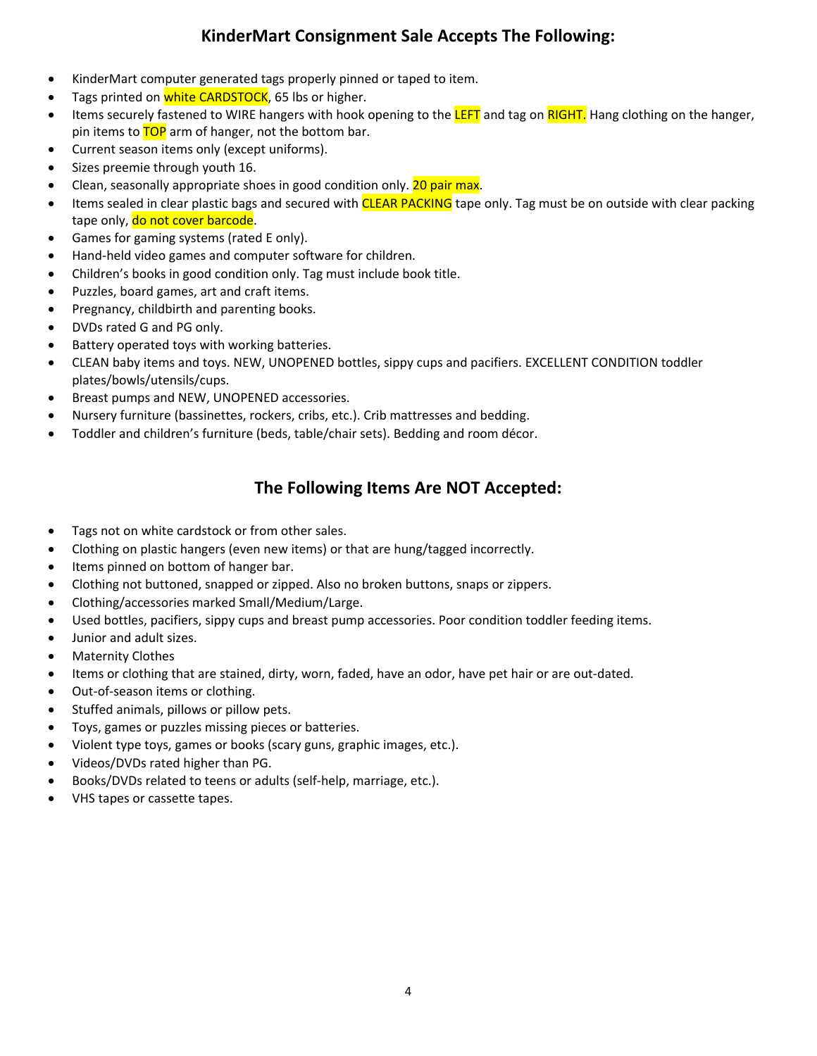## KinderMart Consignment Sale Accepts The Following:

- KinderMart computer generated tags properly pinned or taped to item.
- Tags printed on white CARDSTOCK, 65 lbs or higher.
- Items securely fastened to WIRE hangers with hook opening to the LEFT and tag on RIGHT. Hang clothing on the hanger, pin items to TOP arm of hanger, not the bottom bar.
- Current season items only (except uniforms).
- Sizes preemie through youth 16.
- Clean, seasonally appropriate shoes in good condition only. 20 pair max.
- Items sealed in clear plastic bags and secured with CLEAR PACKING tape only. Tag must be on outside with clear packing tape only, do not cover barcode.
- Games for gaming systems (rated E only).
- Hand-held video games and computer software for children.
- Children's books in good condition only. Tag must include book title.
- Puzzles, board games, art and craft items.
- Pregnancy, childbirth and parenting books.
- DVDs rated G and PG only.
- Battery operated toys with working batteries.
- CLEAN baby items and toys. NEW, UNOPENED bottles, sippy cups and pacifiers. EXCELLENT CONDITION toddler plates/bowls/utensils/cups.
- Breast pumps and NEW, UNOPENED accessories.
- Nursery furniture (bassinettes, rockers, cribs, etc.). Crib mattresses and bedding.
- Toddler and children's furniture (beds, table/chair sets). Bedding and room décor.

## The Following Items Are NOT Accepted:

- Tags not on white cardstock or from other sales.
- Clothing on plastic hangers (even new items) or that are hung/tagged incorrectly.
- Items pinned on bottom of hanger bar.
- Clothing not buttoned, snapped or zipped. Also no broken buttons, snaps or zippers.
- Clothing/accessories marked Small/Medium/Large.
- Used bottles, pacifiers, sippy cups and breast pump accessories. Poor condition toddler feeding items.
- Junior and adult sizes.
- Maternity Clothes
- Items or clothing that are stained, dirty, worn, faded, have an odor, have pet hair or are out-dated.
- Out-of-season items or clothing.
- Stuffed animals, pillows or pillow pets.
- Toys, games or puzzles missing pieces or batteries.
- Violent type toys, games or books (scary guns, graphic images, etc.).
- Videos/DVDs rated higher than PG.
- Books/DVDs related to teens or adults (self-help, marriage, etc.).
- VHS tapes or cassette tapes.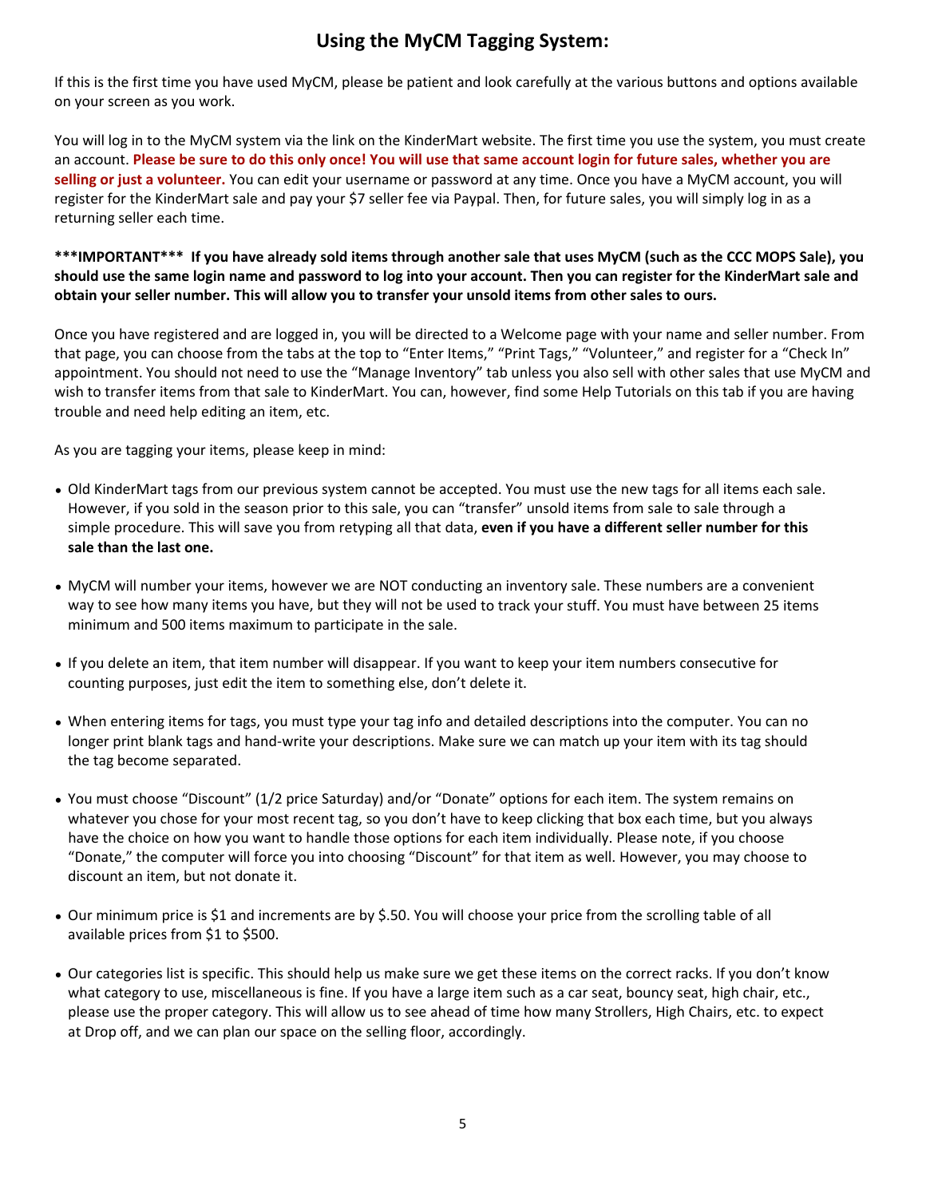# Using the MyCM Tagging System:

If this is the first time you have used MyCM, please be patient and look carefully at the various buttons and options available on your screen as you work.

You will log in to the MyCM system via the link on the KinderMart website. The first time you use the system, you must create an account. **Please be sure to do this only once! You will use that same account login for future sales, whether you are selling or just a volunteer.** You can edit your username or password at any time. Once you have a MyCM account, you will register for the KinderMart sale and pay your $7 seller fee via Paypal. Then, for future sales, you will simply log in as a returning seller each time.

**\*\*\*IMPORTANT\*\*\* If you have already sold items through another sale that uses MyCM (such as the CCC MOPS Sale), you should use the same login name and password to log into your account. Then you can register for the KinderMart sale and obtain your seller number. This will allow you to transfer your unsold items from other sales to ours.**

Once you have registered and are logged in, you will be directed to a Welcome page with your name and seller number. From that page, you can choose from the tabs at the top to "Enter Items," "Print Tags," "Volunteer," and register for a "Check In" appointment. You should not need to use the "Manage Inventory" tab unless you also sell with other sales that use MyCM and wish to transfer items from that sale to KinderMart. You can, however, find some Help Tutorials on this tab if you are having trouble and need help editing an item, etc.

As you are tagging your items, please keep in mind:

- Old KinderMart tags from our previous system cannot be accepted. You must use the new tags for all items each sale. However, if you sold in the season prior to this sale, you can "transfer" unsold items from sale to sale through a simple procedure. This will save you from retyping all that data, **even if you have a different seller number for this sale than the last one.**

- MyCM will number your items, however we are NOT conducting an inventory sale. These numbers are a convenient way to see how many items you have, but they will not be used to track your stuff. You must have between 25 items minimum and 500 items maximum to participate in the sale.

- If you delete an item, that item number will disappear. If you want to keep your item numbers consecutive for counting purposes, just edit the item to something else, don't delete it.

- When entering items for tags, you must type your tag info and detailed descriptions into the computer. You can no longer print blank tags and hand-write your descriptions. Make sure we can match up your item with its tag should the tag become separated.

- You must choose "Discount" (1/2 price Saturday) and/or "Donate" options for each item. The system remains on whatever you chose for your most recent tag, so you don't have to keep clicking that box each time, but you always have the choice on how you want to handle those options for each item individually. Please note, if you choose "Donate," the computer will force you into choosing "Discount" for that item as well. However, you may choose to discount an item, but not donate it.

- Our minimum price is $1 and increments are by $.50. You will choose your price from the scrolling table of all available prices from $1 to $500.

- Our categories list is specific. This should help us make sure we get these items on the correct racks. If you don't know what category to use, miscellaneous is fine. If you have a large item such as a car seat, bouncy seat, high chair, etc., please use the proper category. This will allow us to see ahead of time how many Strollers, High Chairs, etc. to expect at Drop off, and we can plan our space on the selling floor, accordingly.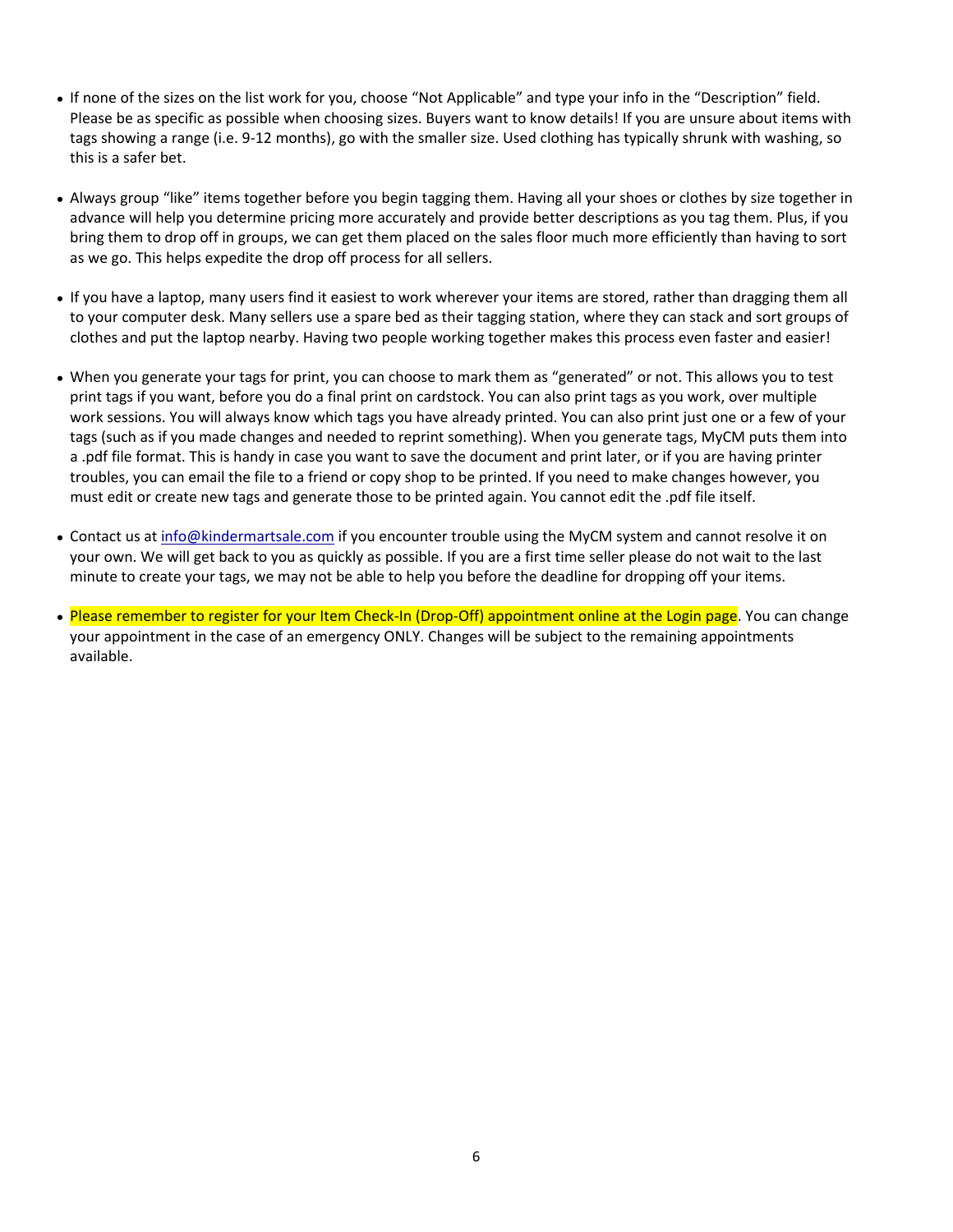- If none of the sizes on the list work for you, choose “Not Applicable” and type your info in the “Description” field. Please be as specific as possible when choosing sizes. Buyers want to know details! If you are unsure about items with tags showing a range (i.e. 9-12 months), go with the smaller size. Used clothing has typically shrunk with washing, so this is a safer bet.

- Always group “like” items together before you begin tagging them. Having all your shoes or clothes by size together in advance will help you determine pricing more accurately and provide better descriptions as you tag them. Plus, if you bring them to drop off in groups, we can get them placed on the sales floor much more efficiently than having to sort as we go. This helps expedite the drop off process for all sellers.

- If you have a laptop, many users find it easiest to work wherever your items are stored, rather than dragging them all to your computer desk. Many sellers use a spare bed as their tagging station, where they can stack and sort groups of clothes and put the laptop nearby. Having two people working together makes this process even faster and easier!

- When you generate your tags for print, you can choose to mark them as “generated” or not. This allows you to test print tags if you want, before you do a final print on cardstock. You can also print tags as you work, over multiple work sessions. You will always know which tags you have already printed. You can also print just one or a few of your tags (such as if you made changes and needed to reprint something). When you generate tags, MyCM puts them into a .pdf file format. This is handy in case you want to save the document and print later, or if you are having printer troubles, you can email the file to a friend or copy shop to be printed. If you need to make changes however, you must edit or create new tags and generate those to be printed again. You cannot edit the .pdf file itself.

- Contact us at info@kindermartsale.com if you encounter trouble using the MyCM system and cannot resolve it on your own. We will get back to you as quickly as possible. If you are a first time seller please do not wait to the last minute to create your tags, we may not be able to help you before the deadline for dropping off your items.

- Please remember to register for your Item Check-In (Drop-Off) appointment online at the Login page. You can change your appointment in the case of an emergency ONLY. Changes will be subject to the remaining appointments available.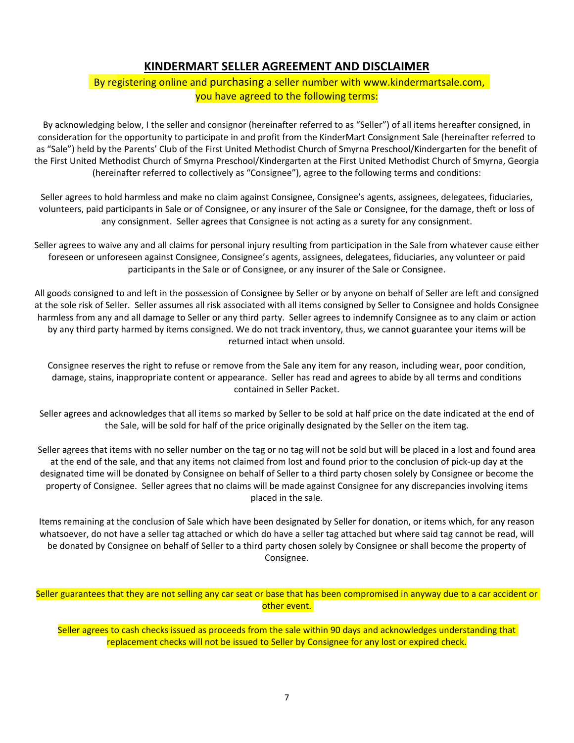# KINDERMART SELLER AGREEMENT AND DISCLAIMER

By registering online and purchasing a seller number with www.kindermartsale.com, you have agreed to the following terms:

By acknowledging below, I the seller and consignor (hereinafter referred to as "Seller") of all items hereafter consigned, in consideration for the opportunity to participate in and profit from the KinderMart Consignment Sale (hereinafter referred to as "Sale") held by the Parents' Club of the First United Methodist Church of Smyrna Preschool/Kindergarten for the benefit of the First United Methodist Church of Smyrna Preschool/Kindergarten at the First United Methodist Church of Smyrna, Georgia (hereinafter referred to collectively as "Consignee"), agree to the following terms and conditions:

Seller agrees to hold harmless and make no claim against Consignee, Consignee's agents, assignees, delegatees, fiduciaries, volunteers, paid participants in Sale or of Consignee, or any insurer of the Sale or Consignee, for the damage, theft or loss of any consignment. Seller agrees that Consignee is not acting as a surety for any consignment.

Seller agrees to waive any and all claims for personal injury resulting from participation in the Sale from whatever cause either foreseen or unforeseen against Consignee, Consignee's agents, assignees, delegatees, fiduciaries, any volunteer or paid participants in the Sale or of Consignee, or any insurer of the Sale or Consignee.

All goods consigned to and left in the possession of Consignee by Seller or by anyone on behalf of Seller are left and consigned at the sole risk of Seller. Seller assumes all risk associated with all items consigned by Seller to Consignee and holds Consignee harmless from any and all damage to Seller or any third party. Seller agrees to indemnify Consignee as to any claim or action by any third party harmed by items consigned. We do not track inventory, thus, we cannot guarantee your items will be returned intact when unsold.

Consignee reserves the right to refuse or remove from the Sale any item for any reason, including wear, poor condition, damage, stains, inappropriate content or appearance. Seller has read and agrees to abide by all terms and conditions contained in Seller Packet.

Seller agrees and acknowledges that all items so marked by Seller to be sold at half price on the date indicated at the end of the Sale, will be sold for half of the price originally designated by the Seller on the item tag.

Seller agrees that items with no seller number on the tag or no tag will not be sold but will be placed in a lost and found area at the end of the sale, and that any items not claimed from lost and found prior to the conclusion of pick-up day at the designated time will be donated by Consignee on behalf of Seller to a third party chosen solely by Consignee or become the property of Consignee. Seller agrees that no claims will be made against Consignee for any discrepancies involving items placed in the sale.

Items remaining at the conclusion of Sale which have been designated by Seller for donation, or items which, for any reason whatsoever, do not have a seller tag attached or which do have a seller tag attached but where said tag cannot be read, will be donated by Consignee on behalf of Seller to a third party chosen solely by Consignee or shall become the property of Consignee.

Seller guarantees that they are not selling any car seat or base that has been compromised in anyway due to a car accident or other event.

Seller agrees to cash checks issued as proceeds from the sale within 90 days and acknowledges understanding that replacement checks will not be issued to Seller by Consignee for any lost or expired check.